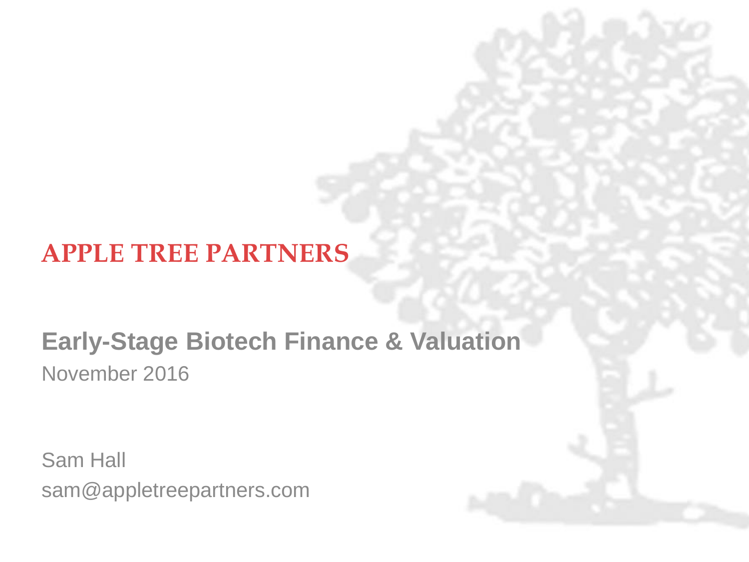**APPLE TREE PARTNERS**

# Early-Stage Biotech Finance & Valuation

November 2016

Sam Hall

sam@appletreepartners.com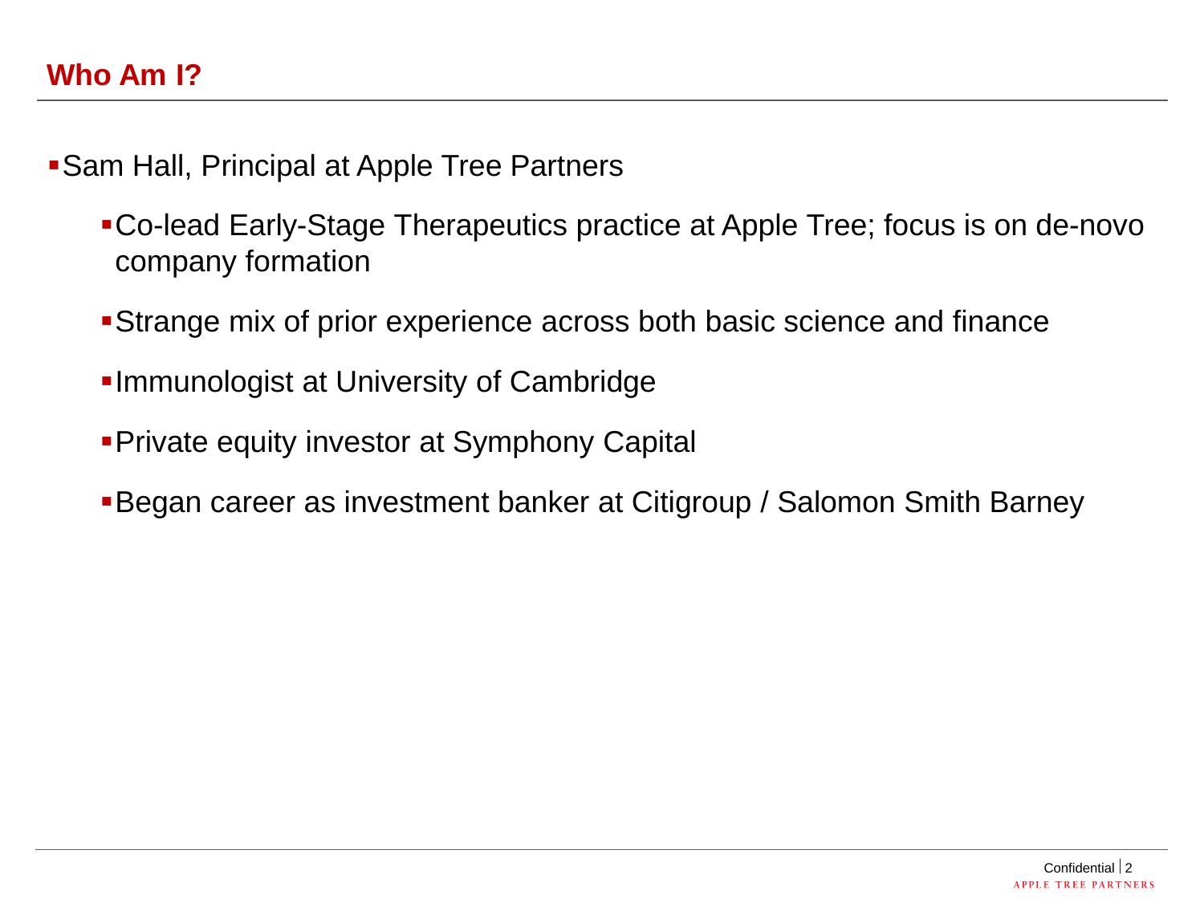## Who Am I?

- Sam Hall, Principal at Apple Tree Partners
  - Co-lead Early-Stage Therapeutics practice at Apple Tree; focus is on de-novo company formation
  - Strange mix of prior experience across both basic science and finance
  - Immunologist at University of Cambridge
  - Private equity investor at Symphony Capital
  - Began career as investment banker at Citigroup / Salomon Smith Barney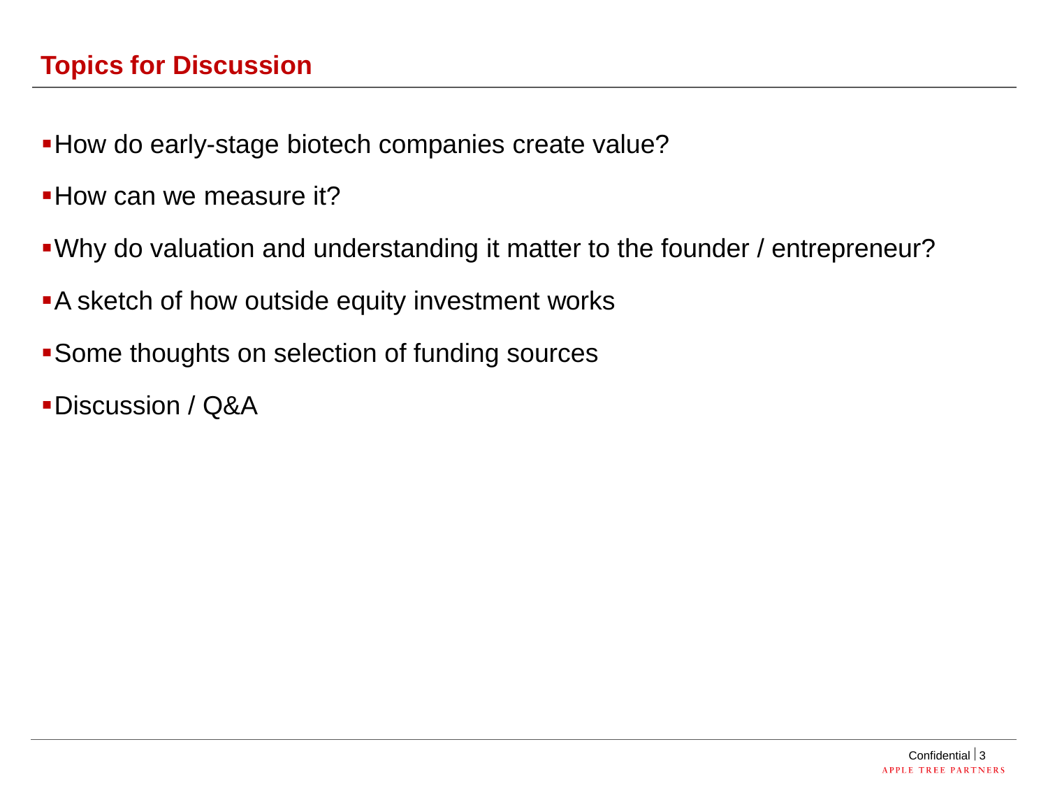## Topics for Discussion

- How do early-stage biotech companies create value?
- How can we measure it?
- Why do valuation and understanding it matter to the founder / entrepreneur?
- A sketch of how outside equity investment works
- Some thoughts on selection of funding sources
- Discussion / Q&A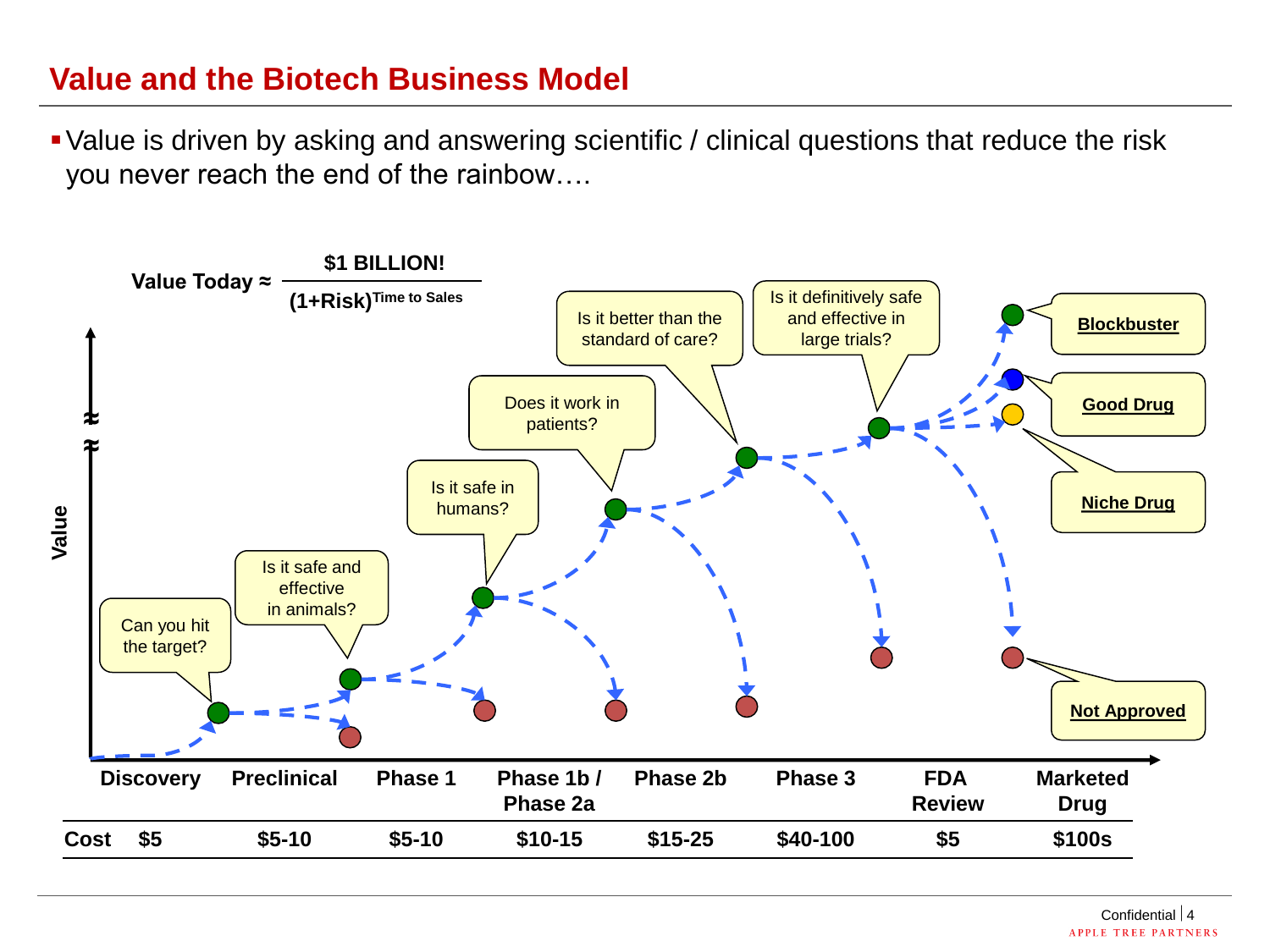# Value and the Biotech Business Model

- Value is driven by asking and answering scientific / clinical questions that reduce the risk you never reach the end of the rainbow….

$$\text{Value Today} \approx \frac{\$1\text{ BILLION!}}{(1+\text{Risk})^{\text{Time to Sales}}}$$

Value

Can you hit the target?

Is it safe and effective in animals?

Is it safe in humans?

Does it work in patients?

Is it better than the standard of care?

Is it definitively safe and effective in large trials?

Blockbuster

Good Drug

Niche Drug

Not Approved

| | | | | | | | | |
|---|---|---|---|---|---|---|---|---|
| | Discovery | Preclinical | Phase 1 | Phase 1b / Phase 2a | Phase 2b | Phase 3 | FDA Review | Marketed Drug |
| Cost | $5 | $5-10 | $5-10 | $10-15 | $15-25 | $40-100 | $5 | $100s |

Confidential

APPLE TREE PARTNERS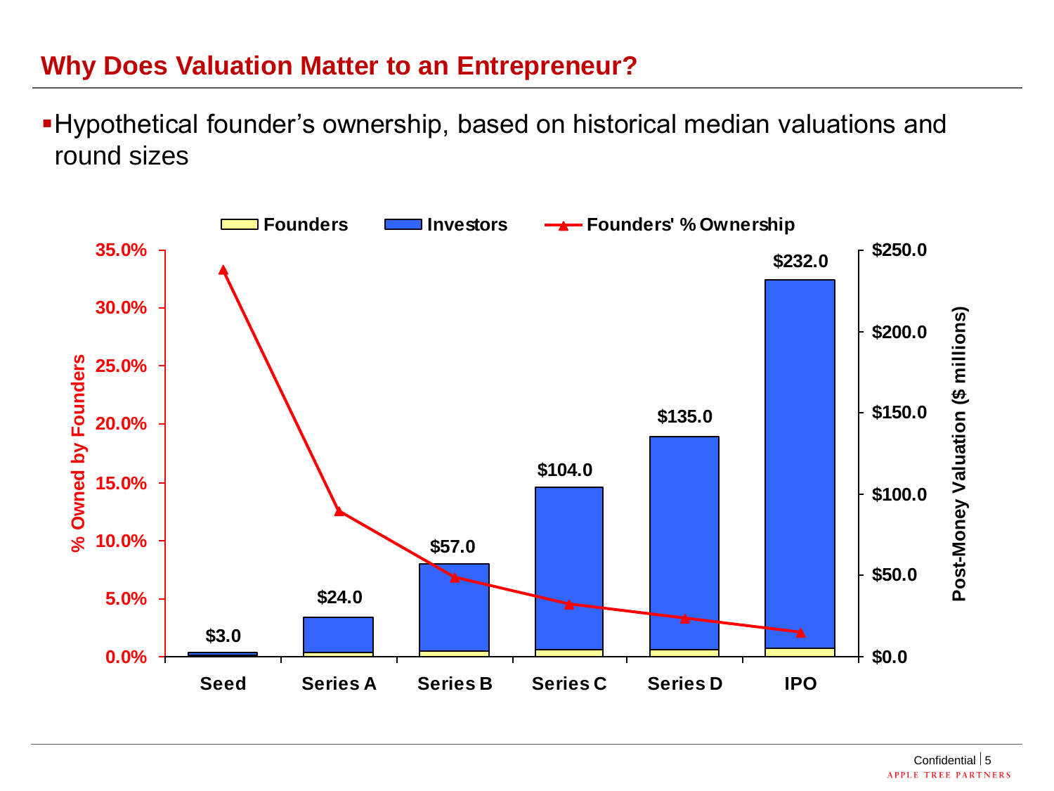## Why Does Valuation Matter to an Entrepreneur?

- Hypothetical founder's ownership, based on historical median valuations and round sizes

Founders
Investors
Founders' % Ownership

% Owned by Founders

35.0%
30.0%
25.0%
20.0%
15.0%
10.0%
5.0%
0.0%

Post-Money Valuation ($ millions)

$250.0
$200.0
$150.0
$100.0
$50.0
$0.0

$3.0
$24.0
$57.0
$104.0
$135.0
$232.0

Seed
Series A
Series B
Series C
Series D
IPO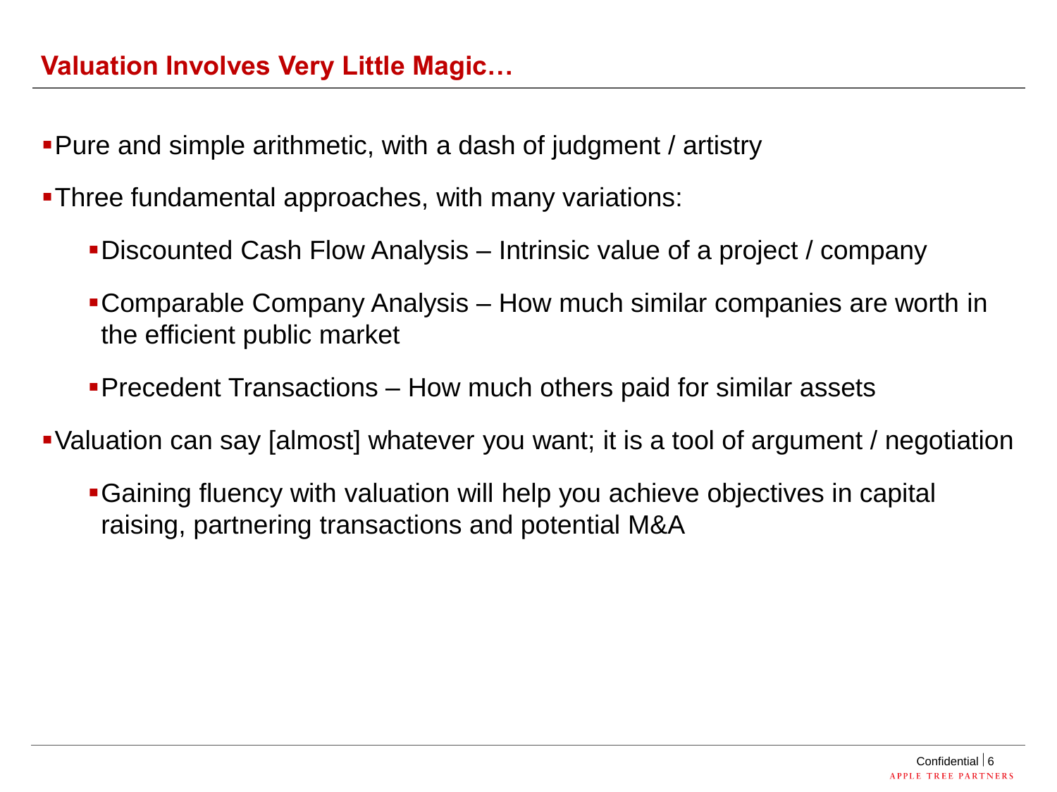## Valuation Involves Very Little Magic…

- Pure and simple arithmetic, with a dash of judgment / artistry
- Three fundamental approaches, with many variations:
  - Discounted Cash Flow Analysis – Intrinsic value of a project / company
  - Comparable Company Analysis – How much similar companies are worth in the efficient public market
  - Precedent Transactions – How much others paid for similar assets
- Valuation can say [almost] whatever you want; it is a tool of argument / negotiation
  - Gaining fluency with valuation will help you achieve objectives in capital raising, partnering transactions and potential M&A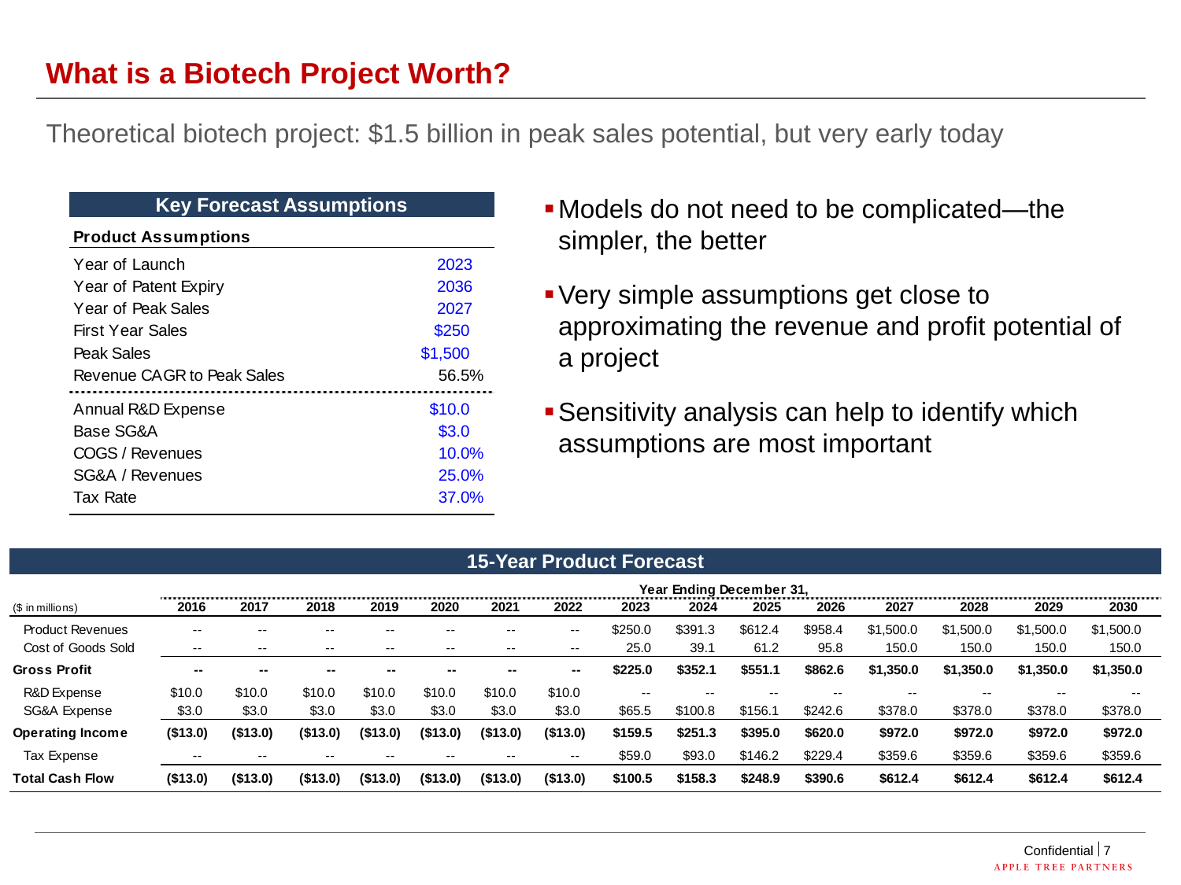# What is a Biotech Project Worth?

Theoretical biotech project: $1.5 billion in peak sales potential, but very early today

| Key Forecast Assumptions | |
|---|---|
| **Product Assumptions** | |
| Year of Launch | 2023 |
| Year of Patent Expiry | 2036 |
| Year of Peak Sales | 2027 |
| First Year Sales | $250 |
| Peak Sales | $1,500 |
| Revenue CAGR to Peak Sales | 56.5% |
| Annual R&D Expense | $10.0 |
| Base SG&A | $3.0 |
| COGS / Revenues | 10.0% |
| SG&A / Revenues | 25.0% |
| Tax Rate | 37.0% |

- Models do not need to be complicated—the simpler, the better
- Very simple assumptions get close to approximating the revenue and profit potential of a project
- Sensitivity analysis can help to identify which assumptions are most important

**15-Year Product Forecast**

| ($ in millions) | Year Ending December 31, | | | | | | | | | | | | | | |
|---|---|---|---|---|---|---|---|---|---|---|---|---|---|---|---|
| | **2016** | **2017** | **2018** | **2019** | **2020** | **2021** | **2022** | **2023** | **2024** | **2025** | **2026** | **2027** | **2028** | **2029** | **2030** |
| Product Revenues | -- | -- | -- | -- | -- | -- | -- | $250.0 | $391.3 | $612.4 | $958.4 | $1,500.0 | $1,500.0 | $1,500.0 | $1,500.0 |
| Cost of Goods Sold | -- | -- | -- | -- | -- | -- | -- | 25.0 | 39.1 | 61.2 | 95.8 | 150.0 | 150.0 | 150.0 | 150.0 |
| **Gross Profit** | **--** | **--** | **--** | **--** | **--** | **--** | **--** | **$225.0** | **$352.1** | **$551.1** | **$862.6** | **$1,350.0** | **$1,350.0** | **$1,350.0** | **$1,350.0** |
| R&D Expense | $10.0 | $10.0 | $10.0 | $10.0 | $10.0 | $10.0 | $10.0 | -- | -- | -- | -- | -- | -- | -- | -- |
| SG&A Expense | $3.0 | $3.0 | $3.0 | $3.0 | $3.0 | $3.0 | $3.0 | $65.5 | $100.8 | $156.1 | $242.6 | $378.0 | $378.0 | $378.0 | $378.0 |
| **Operating Income** | **($13.0)** | **($13.0)** | **($13.0)** | **($13.0)** | **($13.0)** | **($13.0)** | **($13.0)** | **$159.5** | **$251.3** | **$395.0** | **$620.0** | **$972.0** | **$972.0** | **$972.0** | **$972.0** |
| Tax Expense | -- | -- | -- | -- | -- | -- | -- | $59.0 | $93.0 | $146.2 | $229.4 | $359.6 | $359.6 | $359.6 | $359.6 |
| **Total Cash Flow** | **($13.0)** | **($13.0)** | **($13.0)** | **($13.0)** | **($13.0)** | **($13.0)** | **($13.0)** | **$100.5** | **$158.3** | **$248.9** | **$390.6** | **$612.4** | **$612.4** | **$612.4** | **$612.4** |

Confidential

APPLE TREE PARTNERS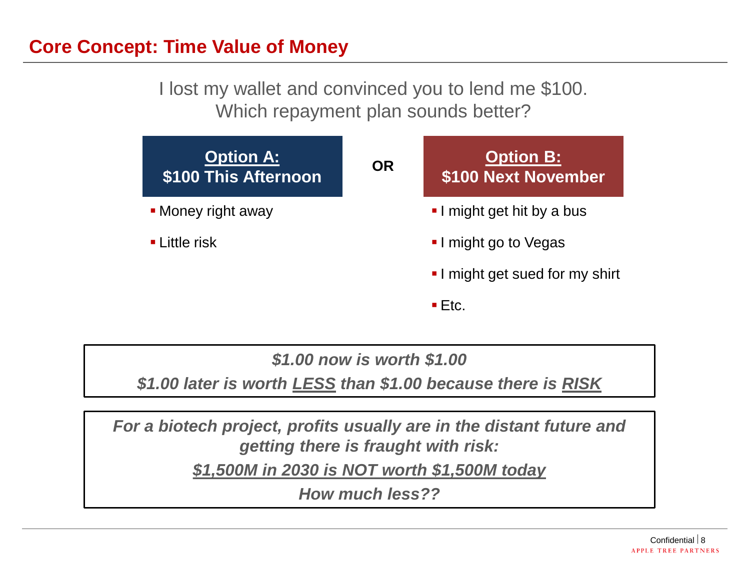## Core Concept: Time Value of Money

I lost my wallet and convinced you to lend me $100.
Which repayment plan sounds better?

**Option A:**
**$100 This Afternoon**

- Money right away
- Little risk

**OR**

**Option B:**
**$100 Next November**

- I might get hit by a bus
- I might go to Vegas
- I might get sued for my shirt
- Etc.

***$1.00 now is worth $1.00***

***$1.00 later is worth LESS than $1.00 because there is RISK***

***For a biotech project, profits usually are in the distant future and getting there is fraught with risk:***

***$1,500M in 2030 is NOT worth $1,500M today***

***How much less??***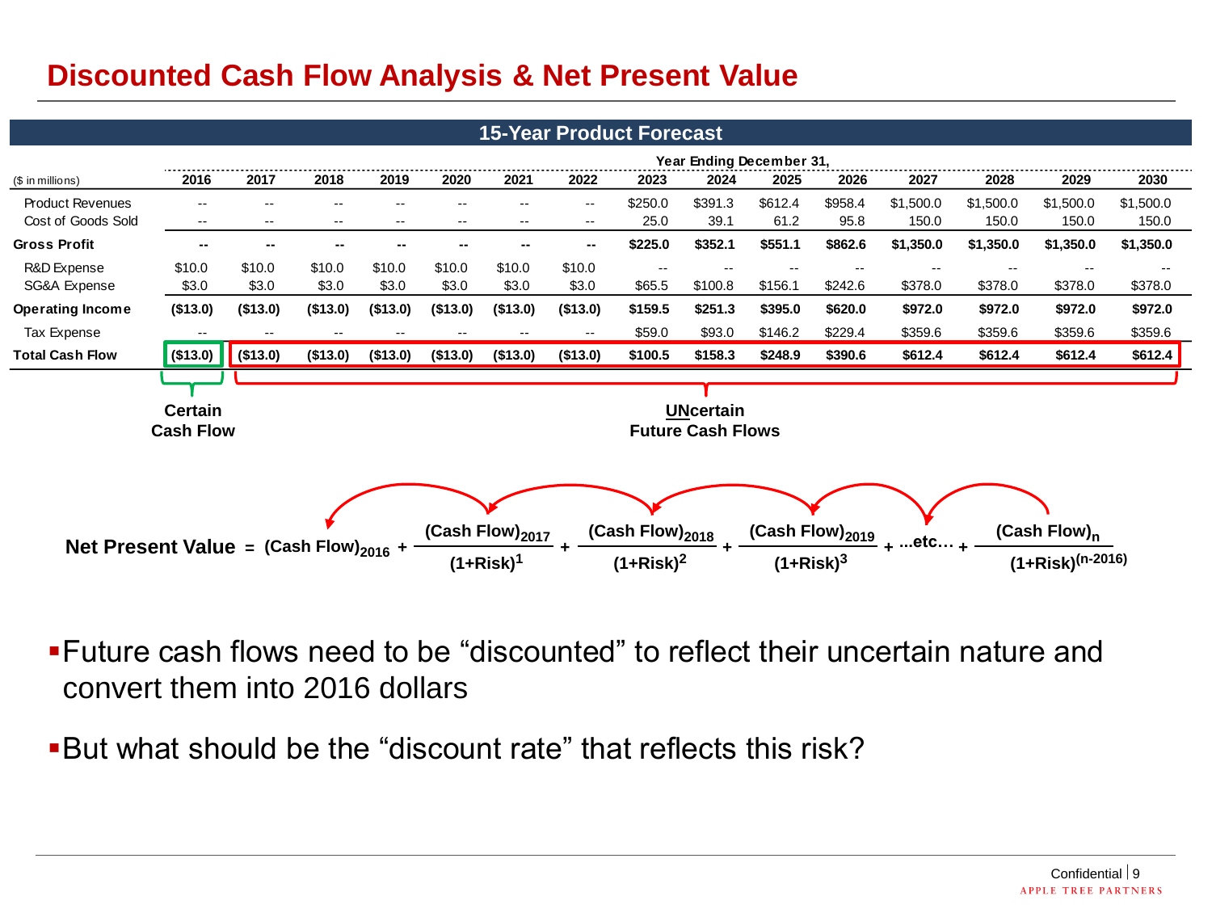# Discounted Cash Flow Analysis & Net Present Value

## 15-Year Product Forecast

| ($ in millions) | Year Ending December 31, | | | | | | | | | | | | | | |
|---|---|---|---|---|---|---|---|---|---|---|---|---|---|---|---|
| | 2016 | 2017 | 2018 | 2019 | 2020 | 2021 | 2022 | 2023 | 2024 | 2025 | 2026 | 2027 | 2028 | 2029 | 2030 |
| Product Revenues | -- | -- | -- | -- | -- | -- | -- | $250.0 | $391.3 | $612.4 | $958.4 | $1,500.0 | $1,500.0 | $1,500.0 | $1,500.0 |
| Cost of Goods Sold | -- | -- | -- | -- | -- | -- | -- | 25.0 | 39.1 | 61.2 | 95.8 | 150.0 | 150.0 | 150.0 | 150.0 |
| **Gross Profit** | **--** | **--** | **--** | **--** | **--** | **--** | **--** | **$225.0** | **$352.1** | **$551.1** | **$862.6** | **$1,350.0** | **$1,350.0** | **$1,350.0** | **$1,350.0** |
| R&D Expense | $10.0 | $10.0 | $10.0 | $10.0 | $10.0 | $10.0 | $10.0 | -- | -- | -- | -- | -- | -- | -- | -- |
| SG&A Expense | $3.0 | $3.0 | $3.0 | $3.0 | $3.0 | $3.0 | $3.0 | $65.5 | $100.8 | $156.1 | $242.6 | $378.0 | $378.0 | $378.0 | $378.0 |
| **Operating Income** | **($13.0)** | **($13.0)** | **($13.0)** | **($13.0)** | **($13.0)** | **($13.0)** | **($13.0)** | **$159.5** | **$251.3** | **$395.0** | **$620.0** | **$972.0** | **$972.0** | **$972.0** | **$972.0** |
| Tax Expense | -- | -- | -- | -- | -- | -- | -- | $59.0 | $93.0 | $146.2 | $229.4 | $359.6 | $359.6 | $359.6 | $359.6 |
| **Total Cash Flow** | **($13.0)** | **($13.0)** | **($13.0)** | **($13.0)** | **($13.0)** | **($13.0)** | **($13.0)** | **$100.5** | **$158.3** | **$248.9** | **$390.6** | **$612.4** | **$612.4** | **$612.4** | **$612.4** |

**Certain Cash Flow** (2016)

**UNcertain Future Cash Flows** (2017–2030)

$$\textbf{Net Present Value} = (\text{Cash Flow})_{2016} + \frac{(\text{Cash Flow})_{2017}}{(1+\text{Risk})^{1}} + \frac{(\text{Cash Flow})_{2018}}{(1+\text{Risk})^{2}} + \frac{(\text{Cash Flow})_{2019}}{(1+\text{Risk})^{3}} + \ldots\text{etc}\ldots + \frac{(\text{Cash Flow})_{n}}{(1+\text{Risk})^{(n-2016)}}$$

- Future cash flows need to be "discounted" to reflect their uncertain nature and convert them into 2016 dollars
- But what should be the "discount rate" that reflects this risk?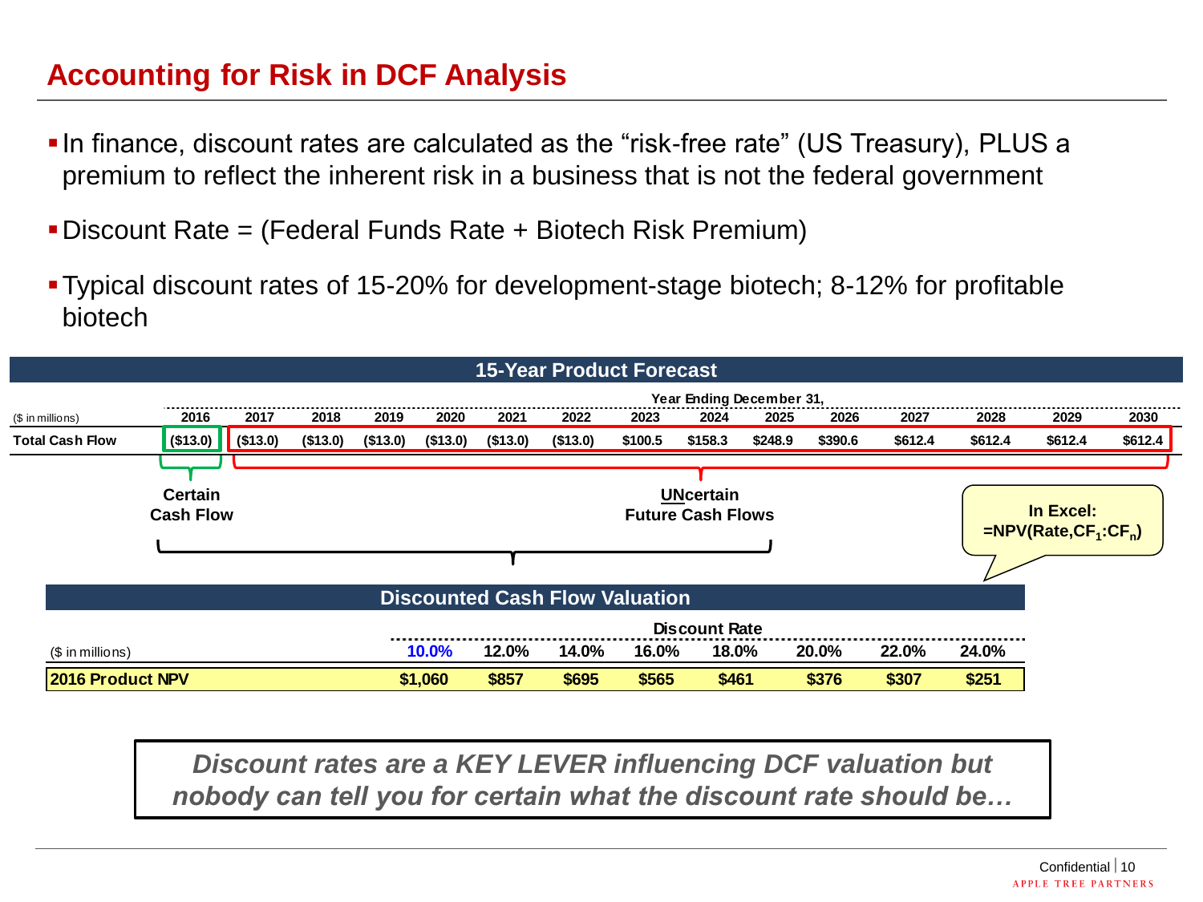# Accounting for Risk in DCF Analysis

- In finance, discount rates are calculated as the "risk-free rate" (US Treasury), PLUS a premium to reflect the inherent risk in a business that is not the federal government
- Discount Rate = (Federal Funds Rate + Biotech Risk Premium)
- Typical discount rates of 15-20% for development-stage biotech; 8-12% for profitable biotech

**15-Year Product Forecast**

| ($ in millions) | Year Ending December 31, | | | | | | | | | | | | | | |
|---|---|---|---|---|---|---|---|---|---|---|---|---|---|---|---|
| | 2016 | 2017 | 2018 | 2019 | 2020 | 2021 | 2022 | 2023 | 2024 | 2025 | 2026 | 2027 | 2028 | 2029 | 2030 |
| **Total Cash Flow** | **($13.0)** | **($13.0)** | **($13.0)** | **($13.0)** | **($13.0)** | **($13.0)** | **($13.0)** | **$100.5** | **$158.3** | **$248.9** | **$390.6** | **$612.4** | **$612.4** | **$612.4** | **$612.4** |

**Certain Cash Flow**

**UNcertain Future Cash Flows**

**In Excel: =NPV(Rate,$CF_1$:$CF_n$)**

**Discounted Cash Flow Valuation**

| ($ in millions) | Discount Rate | | | | | | | |
|---|---|---|---|---|---|---|---|---|
| | 10.0% | 12.0% | 14.0% | 16.0% | 18.0% | 20.0% | 22.0% | 24.0% |
| **2016 Product NPV** | **$1,060** | **$857** | **$695** | **$565** | **$461** | **$376** | **$307** | **$251** |

***Discount rates are a KEY LEVER influencing DCF valuation but nobody can tell you for certain what the discount rate should be…***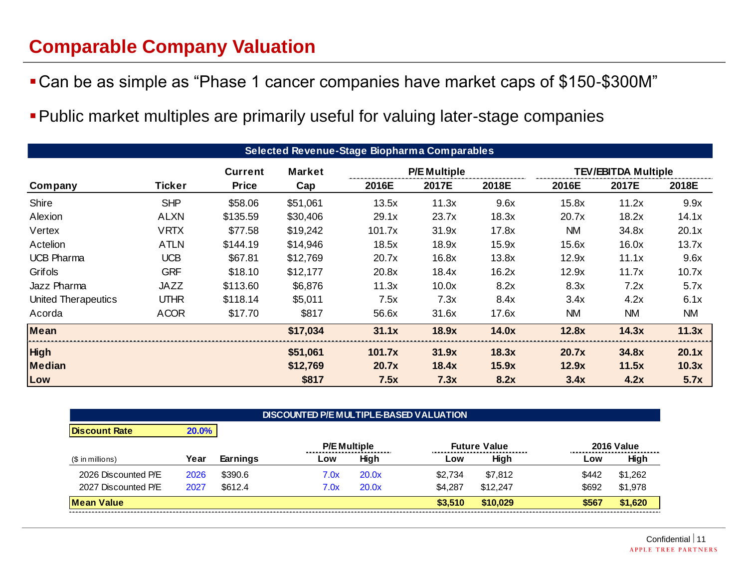# Comparable Company Valuation

- Can be as simple as "Phase 1 cancer companies have market caps of $150-$300M"
- Public market multiples are primarily useful for valuing later-stage companies

**Selected Revenue-Stage Biopharma Comparables**

| Company | Ticker | Current Price | Market Cap | P/E Multiple 2016E | P/E Multiple 2017E | P/E Multiple 2018E | TEV/EBITDA Multiple 2016E | TEV/EBITDA Multiple 2017E | TEV/EBITDA Multiple 2018E |
|---|---|---|---|---|---|---|---|---|---|
| Shire | SHP | $58.06 | $51,061 | 13.5x | 11.3x | 9.6x | 15.8x | 11.2x | 9.9x |
| Alexion | ALXN | $135.59 | $30,406 | 29.1x | 23.7x | 18.3x | 20.7x | 18.2x | 14.1x |
| Vertex | VRTX | $77.58 | $19,242 | 101.7x | 31.9x | 17.8x | NM | 34.8x | 20.1x |
| Actelion | ATLN | $144.19 | $14,946 | 18.5x | 18.9x | 15.9x | 15.6x | 16.0x | 13.7x |
| UCB Pharma | UCB | $67.81 | $12,769 | 20.7x | 16.8x | 13.8x | 12.9x | 11.1x | 9.6x |
| Grifols | GRF | $18.10 | $12,177 | 20.8x | 18.4x | 16.2x | 12.9x | 11.7x | 10.7x |
| Jazz Pharma | JAZZ | $113.60 | $6,876 | 11.3x | 10.0x | 8.2x | 8.3x | 7.2x | 5.7x |
| United Therapeutics | UTHR | $118.14 | $5,011 | 7.5x | 7.3x | 8.4x | 3.4x | 4.2x | 6.1x |
| Acorda | ACOR | $17.70 | $817 | 56.6x | 31.6x | 17.6x | NM | NM | NM |
| **Mean** | | | **$17,034** | **31.1x** | **18.9x** | **14.0x** | **12.8x** | **14.3x** | **11.3x** |
| **High** | | | **$51,061** | **101.7x** | **31.9x** | **18.3x** | **20.7x** | **34.8x** | **20.1x** |
| **Median** | | | **$12,769** | **20.7x** | **18.4x** | **15.9x** | **12.9x** | **11.5x** | **10.3x** |
| **Low** | | | **$817** | **7.5x** | **7.3x** | **8.2x** | **3.4x** | **4.2x** | **5.7x** |

**DISCOUNTED P/E MULTIPLE-BASED VALUATION**

**Discount Rate** 20.0%

| ($ in millions) | Year | Earnings | P/E Multiple Low | P/E Multiple High | Future Value Low | Future Value High | 2016 Value Low | 2016 Value High |
|---|---|---|---|---|---|---|---|---|
| 2026 Discounted P/E | 2026 | $390.6 | 7.0x | 20.0x | $2,734 | $7,812 | $442 | $1,262 |
| 2027 Discounted P/E | 2027 | $612.4 | 7.0x | 20.0x | $4,287 | $12,247 | $692 | $1,978 |
| **Mean Value** | | | | | **$3,510** | **$10,029** | **$567** | **$1,620** |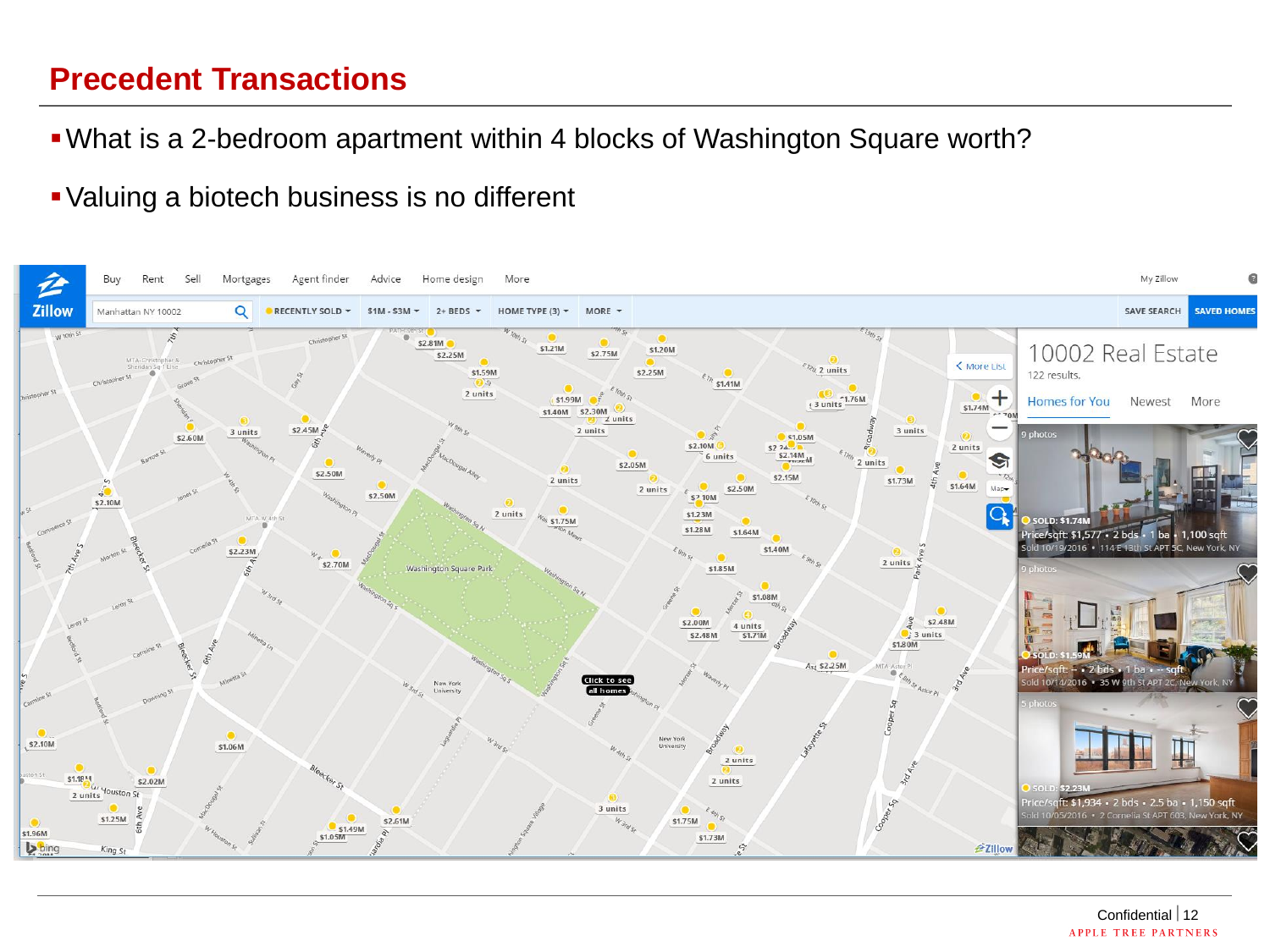# Precedent Transactions

- What is a 2-bedroom apartment within 4 blocks of Washington Square worth?
- Valuing a biotech business is no different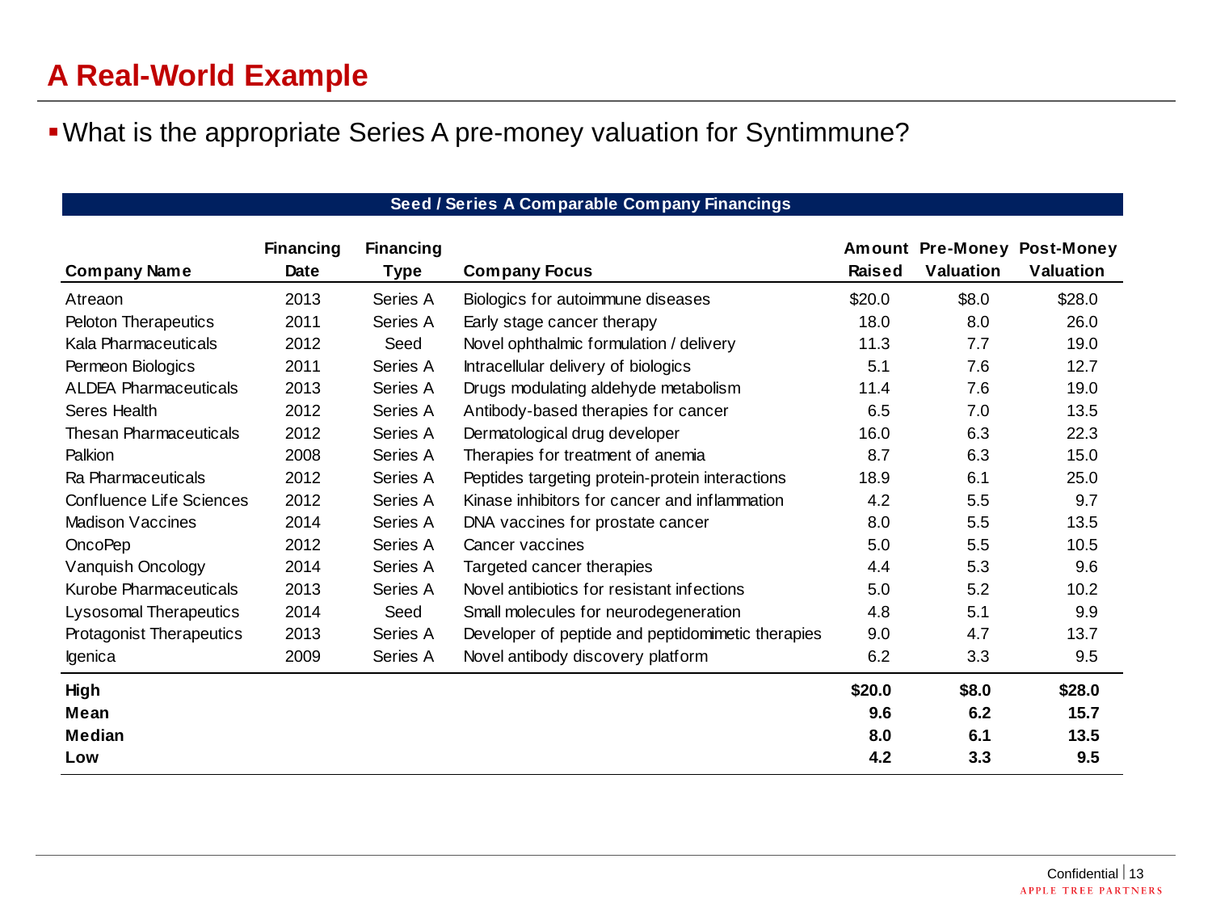# A Real-World Example

- What is the appropriate Series A pre-money valuation for Syntimmune?

**Seed / Series A Comparable Company Financings**

| Company Name | Financing Date | Financing Type | Company Focus | Amount Raised | Pre-Money Valuation | Post-Money Valuation |
|---|---|---|---|---|---|---|
| Atreaon | 2013 | Series A | Biologics for autoimmune diseases | $20.0 | $8.0 | $28.0 |
| Peloton Therapeutics | 2011 | Series A | Early stage cancer therapy | 18.0 | 8.0 | 26.0 |
| Kala Pharmaceuticals | 2012 | Seed | Novel ophthalmic formulation / delivery | 11.3 | 7.7 | 19.0 |
| Permeon Biologics | 2011 | Series A | Intracellular delivery of biologics | 5.1 | 7.6 | 12.7 |
| ALDEA Pharmaceuticals | 2013 | Series A | Drugs modulating aldehyde metabolism | 11.4 | 7.6 | 19.0 |
| Seres Health | 2012 | Series A | Antibody-based therapies for cancer | 6.5 | 7.0 | 13.5 |
| Thesan Pharmaceuticals | 2012 | Series A | Dermatological drug developer | 16.0 | 6.3 | 22.3 |
| Palkion | 2008 | Series A | Therapies for treatment of anemia | 8.7 | 6.3 | 15.0 |
| Ra Pharmaceuticals | 2012 | Series A | Peptides targeting protein-protein interactions | 18.9 | 6.1 | 25.0 |
| Confluence Life Sciences | 2012 | Series A | Kinase inhibitors for cancer and inflammation | 4.2 | 5.5 | 9.7 |
| Madison Vaccines | 2014 | Series A | DNA vaccines for prostate cancer | 8.0 | 5.5 | 13.5 |
| OncoPep | 2012 | Series A | Cancer vaccines | 5.0 | 5.5 | 10.5 |
| Vanquish Oncology | 2014 | Series A | Targeted cancer therapies | 4.4 | 5.3 | 9.6 |
| Kurobe Pharmaceuticals | 2013 | Series A | Novel antibiotics for resistant infections | 5.0 | 5.2 | 10.2 |
| Lysosomal Therapeutics | 2014 | Seed | Small molecules for neurodegeneration | 4.8 | 5.1 | 9.9 |
| Protagonist Therapeutics | 2013 | Series A | Developer of peptide and peptidomimetic therapies | 9.0 | 4.7 | 13.7 |
| Igenica | 2009 | Series A | Novel antibody discovery platform | 6.2 | 3.3 | 9.5 |
| **High** | | | | **$20.0** | **$8.0** | **$28.0** |
| **Mean** | | | | **9.6** | **6.2** | **15.7** |
| **Median** | | | | **8.0** | **6.1** | **13.5** |
| **Low** | | | | **4.2** | **3.3** | **9.5** |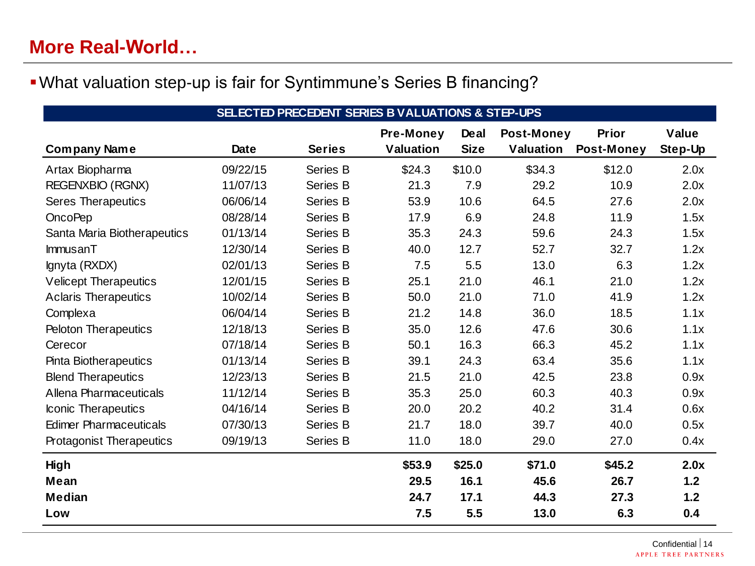# More Real-World…

- What valuation step-up is fair for Syntimmune's Series B financing?

**SELECTED PRECEDENT SERIES B VALUATIONS & STEP-UPS**

| Company Name | Date | Series | Pre-Money Valuation | Deal Size | Post-Money Valuation | Prior Post-Money | Value Step-Up |
|---|---|---|---|---|---|---|---|
| Artax Biopharma | 09/22/15 | Series B | $24.3 | $10.0 | $34.3 | $12.0 | 2.0x |
| REGENXBIO (RGNX) | 11/07/13 | Series B | 21.3 | 7.9 | 29.2 | 10.9 | 2.0x |
| Seres Therapeutics | 06/06/14 | Series B | 53.9 | 10.6 | 64.5 | 27.6 | 2.0x |
| OncoPep | 08/28/14 | Series B | 17.9 | 6.9 | 24.8 | 11.9 | 1.5x |
| Santa Maria Biotherapeutics | 01/13/14 | Series B | 35.3 | 24.3 | 59.6 | 24.3 | 1.5x |
| ImmusanT | 12/30/14 | Series B | 40.0 | 12.7 | 52.7 | 32.7 | 1.2x |
| Ignyta (RXDX) | 02/01/13 | Series B | 7.5 | 5.5 | 13.0 | 6.3 | 1.2x |
| Velicept Therapeutics | 12/01/15 | Series B | 25.1 | 21.0 | 46.1 | 21.0 | 1.2x |
| Aclaris Therapeutics | 10/02/14 | Series B | 50.0 | 21.0 | 71.0 | 41.9 | 1.2x |
| Complexa | 06/04/14 | Series B | 21.2 | 14.8 | 36.0 | 18.5 | 1.1x |
| Peloton Therapeutics | 12/18/13 | Series B | 35.0 | 12.6 | 47.6 | 30.6 | 1.1x |
| Cerecor | 07/18/14 | Series B | 50.1 | 16.3 | 66.3 | 45.2 | 1.1x |
| Pinta Biotherapeutics | 01/13/14 | Series B | 39.1 | 24.3 | 63.4 | 35.6 | 1.1x |
| Blend Therapeutics | 12/23/13 | Series B | 21.5 | 21.0 | 42.5 | 23.8 | 0.9x |
| Allena Pharmaceuticals | 11/12/14 | Series B | 35.3 | 25.0 | 60.3 | 40.3 | 0.9x |
| Iconic Therapeutics | 04/16/14 | Series B | 20.0 | 20.2 | 40.2 | 31.4 | 0.6x |
| Edimer Pharmaceuticals | 07/30/13 | Series B | 21.7 | 18.0 | 39.7 | 40.0 | 0.5x |
| Protagonist Therapeutics | 09/19/13 | Series B | 11.0 | 18.0 | 29.0 | 27.0 | 0.4x |
| **High** | | | **$53.9** | **$25.0** | **$71.0** | **$45.2** | **2.0x** |
| **Mean** | | | **29.5** | **16.1** | **45.6** | **26.7** | **1.2** |
| **Median** | | | **24.7** | **17.1** | **44.3** | **27.3** | **1.2** |
| **Low** | | | **7.5** | **5.5** | **13.0** | **6.3** | **0.4** |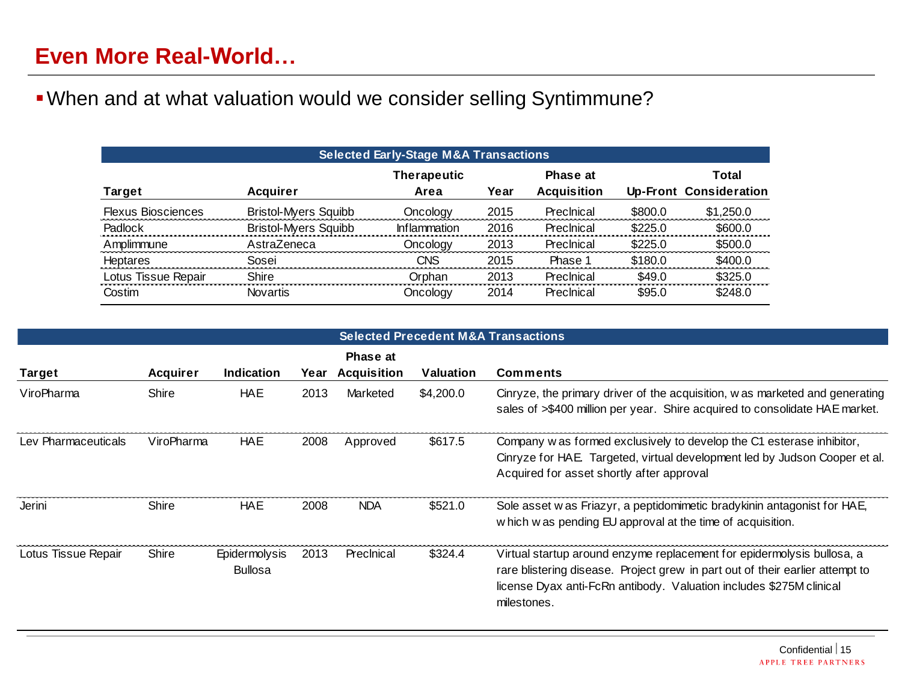# Even More Real-World…

- When and at what valuation would we consider selling Syntimmune?

**Selected Early-Stage M&A Transactions**

| Target | Acquirer | Therapeutic Area | Year | Phase at Acquisition | Up-Front | Total Consideration |
|---|---|---|---|---|---|---|
| Flexus Biosciences | Bristol-Myers Squibb | Oncology | 2015 | Preclnical | $800.0 | $1,250.0 |
| Padlock | Bristol-Myers Squibb | Inflammation | 2016 | Preclnical | $225.0 | $600.0 |
| Amplimmune | AstraZeneca | Oncology | 2013 | Preclnical | $225.0 | $500.0 |
| Heptares | Sosei | CNS | 2015 | Phase 1 | $180.0 | $400.0 |
| Lotus Tissue Repair | Shire | Orphan | 2013 | Preclnical | $49.0 | $325.0 |
| Costim | Novartis | Oncology | 2014 | Preclnical | $95.0 | $248.0 |

**Selected Precedent M&A Transactions**

| Target | Acquirer | Indication | Year | Phase at Acquisition | Valuation | Comments |
|---|---|---|---|---|---|---|
| ViroPharma | Shire | HAE | 2013 | Marketed | $4,200.0 | Cinryze, the primary driver of the acquisition, was marketed and generating sales of >$400 million per year. Shire acquired to consolidate HAE market. |
| Lev Pharmaceuticals | ViroPharma | HAE | 2008 | Approved | $617.5 | Company was formed exclusively to develop the C1 esterase inhibitor, Cinryze for HAE. Targeted, virtual development led by Judson Cooper et al. Acquired for asset shortly after approval |
| Jerini | Shire | HAE | 2008 | NDA | $521.0 | Sole asset was Friazyr, a peptidomimetic bradykinin antagonist for HAE, which was pending EU approval at the time of acquisition. |
| Lotus Tissue Repair | Shire | Epidermolysis Bullosa | 2013 | Preclnical | $324.4 | Virtual startup around enzyme replacement for epidermolysis bullosa, a rare blistering disease. Project grew in part out of their earlier attempt to license Dyax anti-FcRn antibody. Valuation includes $275M clinical milestones. |

Confidential

APPLE TREE PARTNERS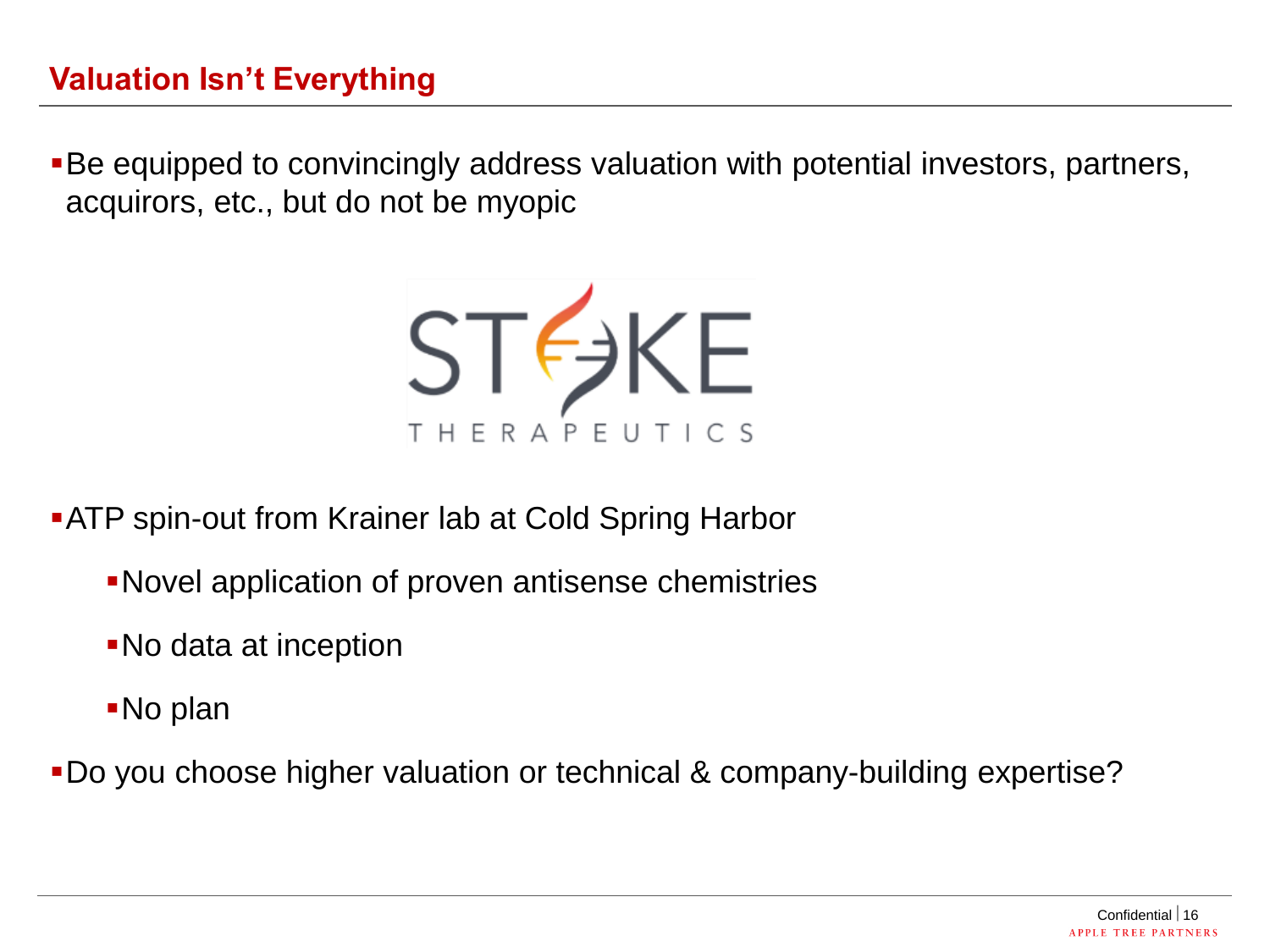## Valuation Isn't Everything

- Be equipped to convincingly address valuation with potential investors, partners, acquirors, etc., but do not be myopic

STOKE THERAPEUTICS

- ATP spin-out from Krainer lab at Cold Spring Harbor
  - Novel application of proven antisense chemistries
  - No data at inception
  - No plan
- Do you choose higher valuation or technical & company-building expertise?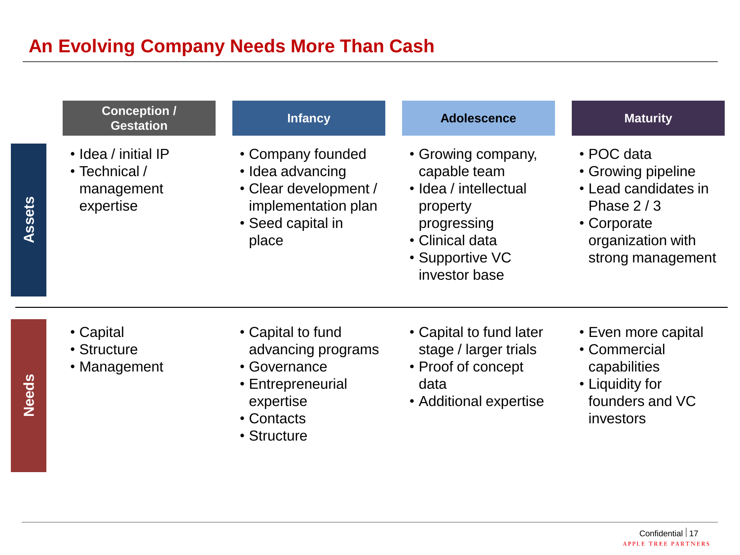## An Evolving Company Needs More Than Cash

| | Conception / Gestation | Infancy | Adolescence | Maturity |
|---|---|---|---|---|
| **Assets** | • Idea / initial IP<br>• Technical / management expertise | • Company founded<br>• Idea advancing<br>• Clear development / implementation plan<br>• Seed capital in place | • Growing company, capable team<br>• Idea / intellectual property progressing<br>• Clinical data<br>• Supportive VC investor base | • POC data<br>• Growing pipeline<br>• Lead candidates in Phase 2 / 3<br>• Corporate organization with strong management |
| **Needs** | • Capital<br>• Structure<br>• Management | • Capital to fund advancing programs<br>• Governance<br>• Entrepreneurial expertise<br>• Contacts<br>• Structure | • Capital to fund later stage / larger trials<br>• Proof of concept data<br>• Additional expertise | • Even more capital<br>• Commercial capabilities<br>• Liquidity for founders and VC investors |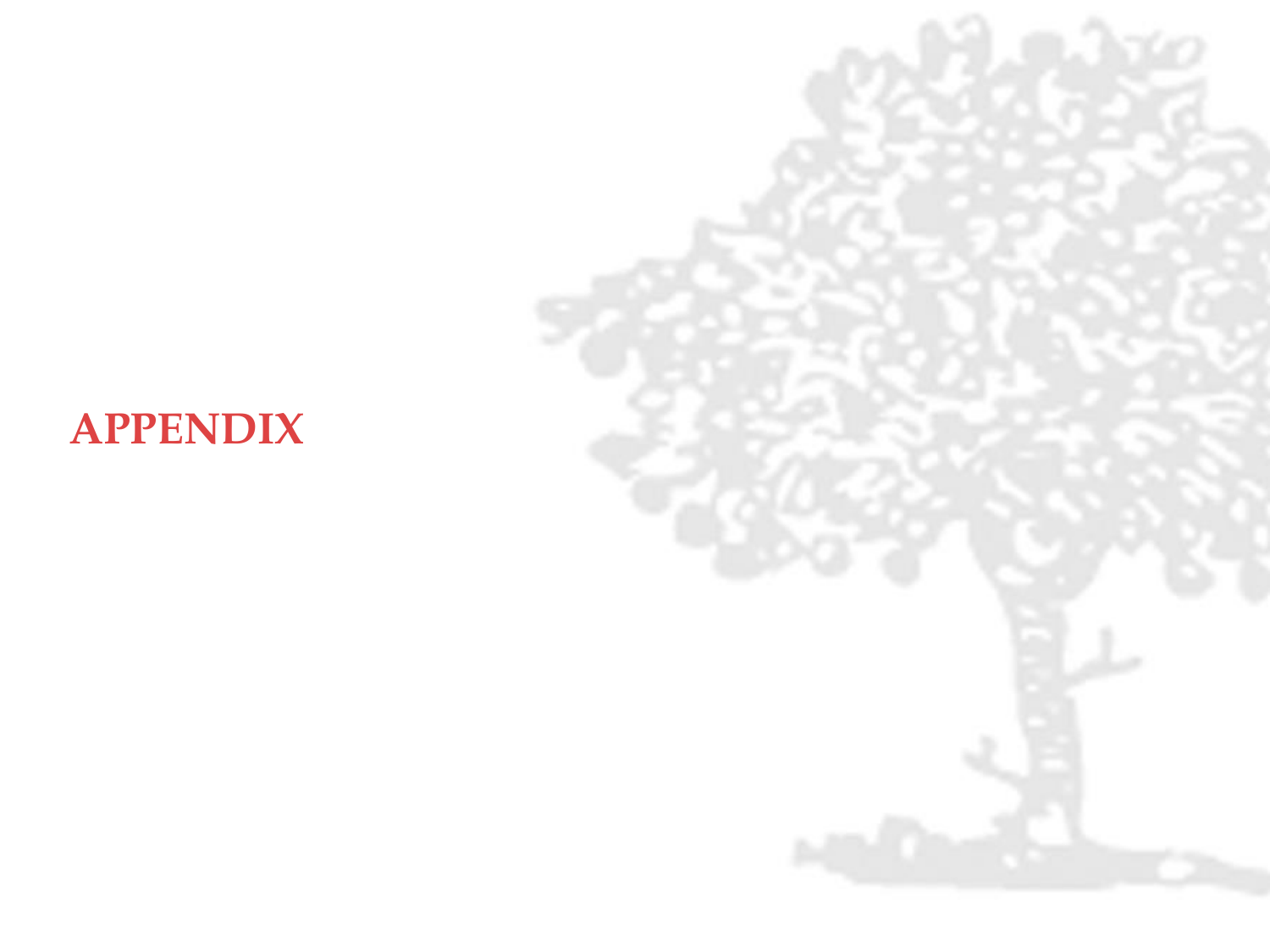# APPENDIX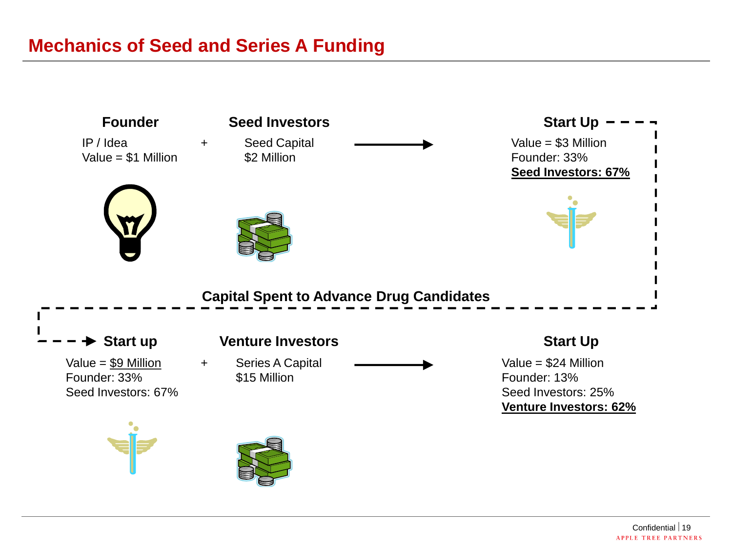# Mechanics of Seed and Series A Funding

**Founder**

IP / Idea
Value = $1 Million

+

**Seed Investors**

Seed Capital
$2 Million

→

**Start Up**

Value = $3 Million
Founder: 33%
**Seed Investors: 67%**

**Capital Spent to Advance Drug Candidates**

→ **Start up**

Value = $9 Million
Founder: 33%
Seed Investors: 67%

+

**Venture Investors**

Series A Capital
$15 Million

→

**Start Up**

Value = $24 Million
Founder: 13%
Seed Investors: 25%
**Venture Investors: 62%**

Confidential

APPLE TREE PARTNERS